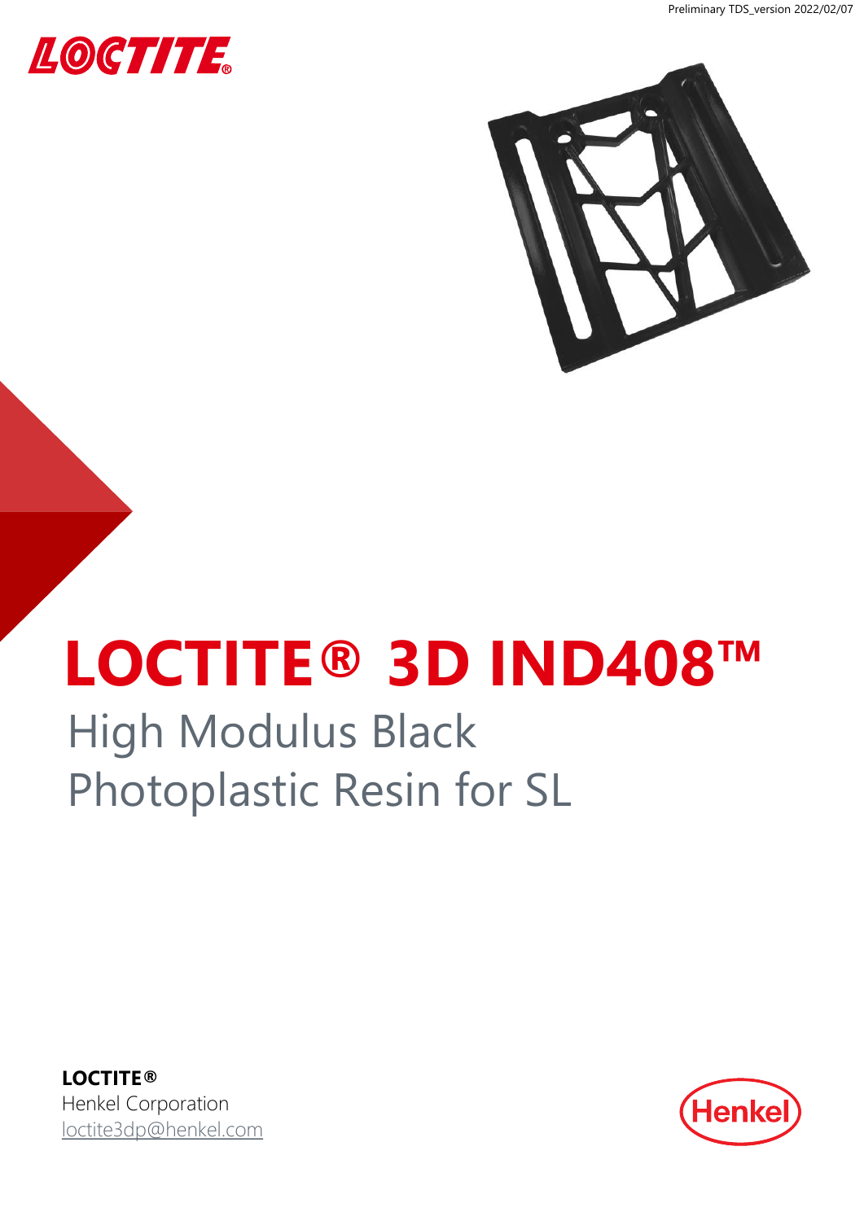Preliminary TDS_version 2022/02/07

# LOCTITE® 3D IND408™

## High Modulus Black Photoplastic Resin for SL

**LOCTITE®**
Henkel Corporation
loctite3dp@henkel.com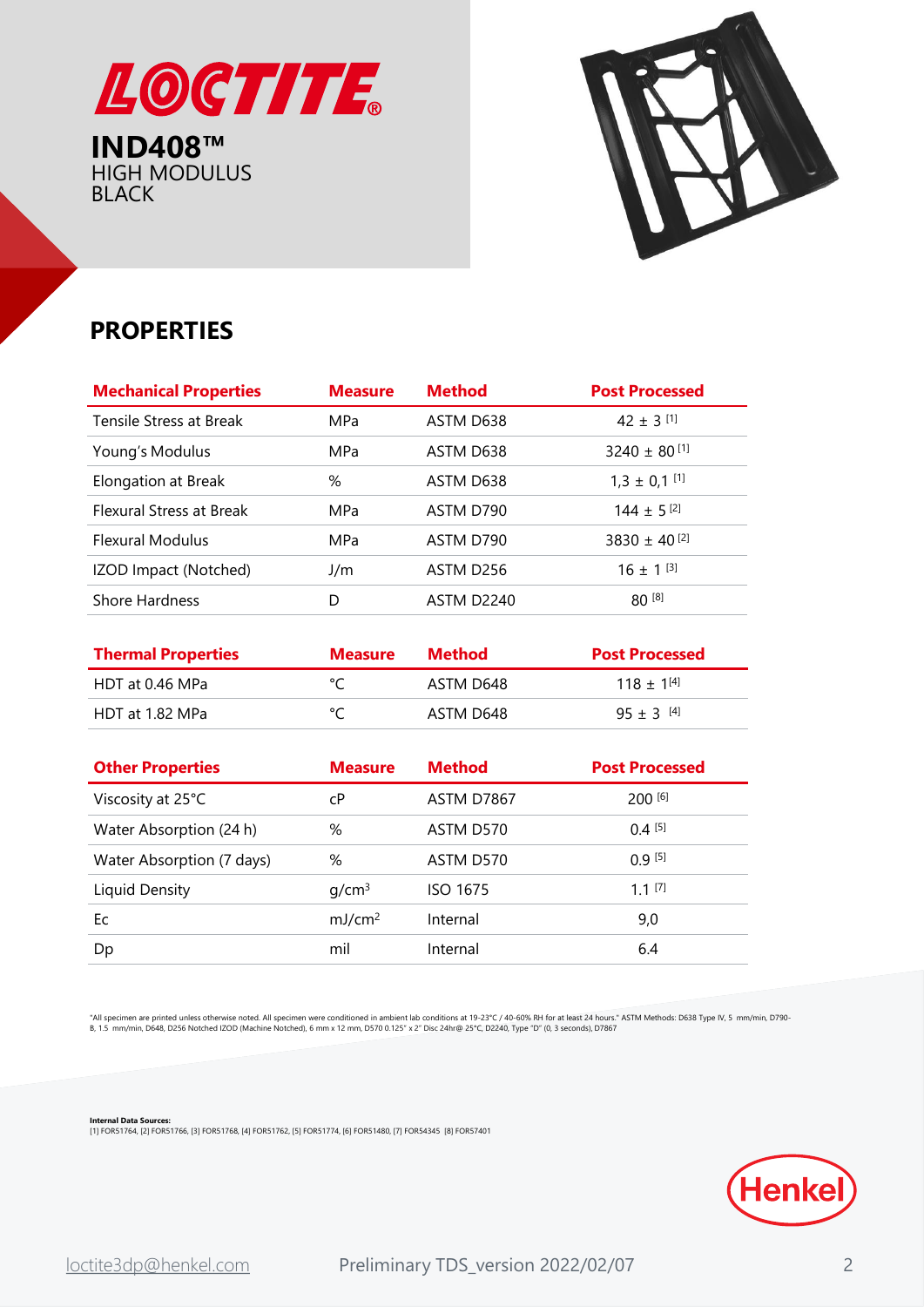# LOCTITE

**IND408™**
HIGH MODULUS
BLACK

## PROPERTIES

| Mechanical Properties | Measure | Method | Post Processed |
|---|---|---|---|
| Tensile Stress at Break | MPa | ASTM D638 | 42 ± 3 [1] |
| Young's Modulus | MPa | ASTM D638 | 3240 ± 80 [1] |
| Elongation at Break | % | ASTM D638 | 1,3 ± 0,1 [1] |
| Flexural Stress at Break | MPa | ASTM D790 | 144 ± 5 [2] |
| Flexural Modulus | MPa | ASTM D790 | 3830 ± 40 [2] |
| IZOD Impact (Notched) | J/m | ASTM D256 | 16 ± 1 [3] |
| Shore Hardness | D | ASTM D2240 | 80 [8] |

| Thermal Properties | Measure | Method | Post Processed |
|---|---|---|---|
| HDT at 0.46 MPa | °C | ASTM D648 | 118 ± 1 [4] |
| HDT at 1.82 MPa | °C | ASTM D648 | 95 ± 3 [4] |

| Other Properties | Measure | Method | Post Processed |
|---|---|---|---|
| Viscosity at 25°C | cP | ASTM D7867 | 200 [6] |
| Water Absorption (24 h) | % | ASTM D570 | 0.4 [5] |
| Water Absorption (7 days) | % | ASTM D570 | 0.9 [5] |
| Liquid Density | g/cm$^3$ | ISO 1675 | 1.1 [7] |
| Ec | mJ/cm$^2$ | Internal | 9,0 |
| Dp | mil | Internal | 6.4 |

"All specimen are printed unless otherwise noted. All specimen were conditioned in ambient lab conditions at 19-23°C / 40-60% RH for at least 24 hours." ASTM Methods: D638 Type IV, 5 mm/min, D790-B, 1.5 mm/min, D648, D256 Notched IZOD (Machine Notched), 6 mm x 12 mm, D570 0.125" x 2" Disc 24hr@ 25°C, D2240, Type "D" (0, 3 seconds), D7867

**Internal Data Sources:**
[1] FOR51764, [2] FOR51766, [3] FOR51768, [4] FOR51762, [5] FOR51774, [6] FOR51480, [7] FOR54345 [8] FOR57401

Henkel

loctite3dp@henkel.com Preliminary TDS_version 2022/02/07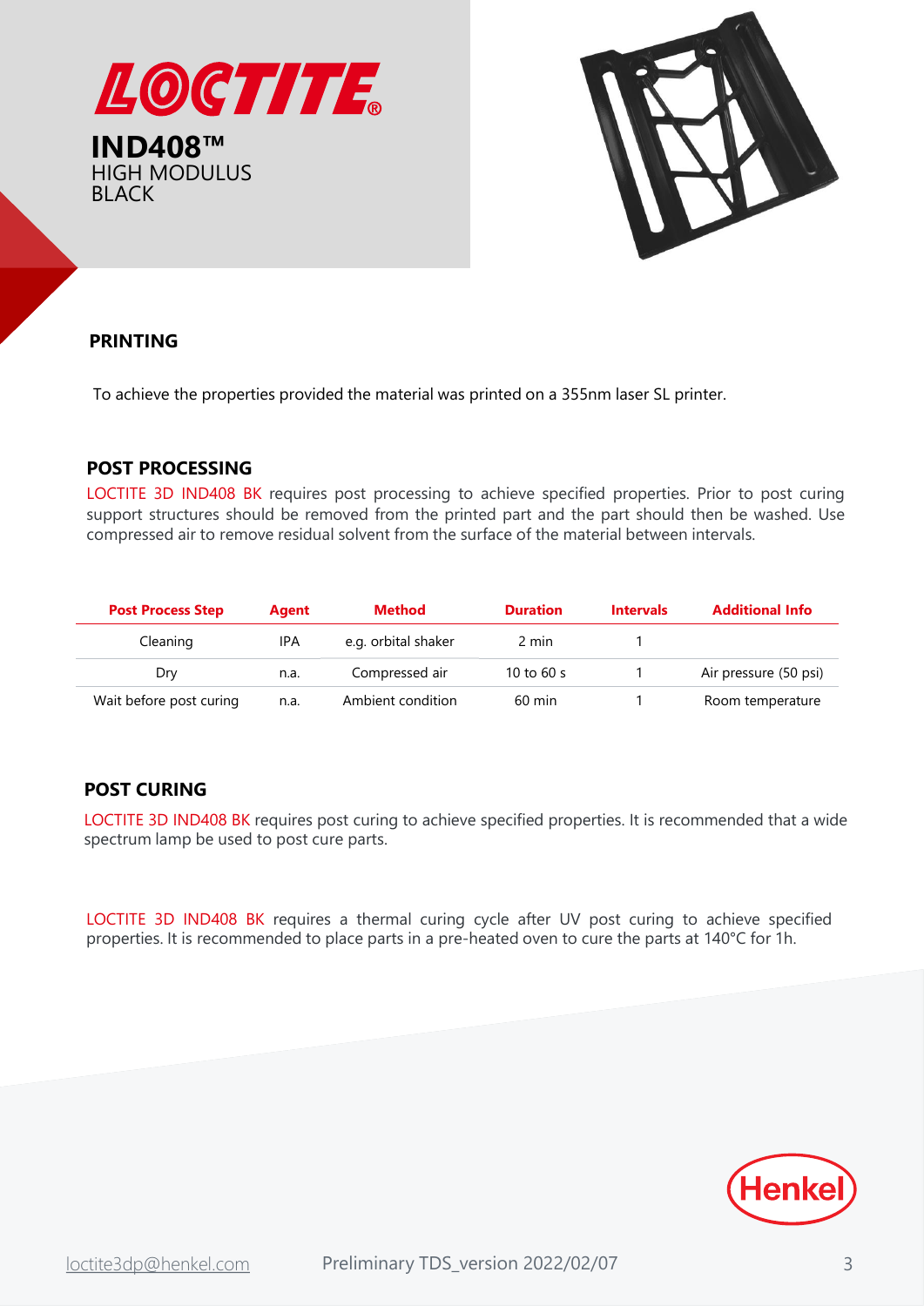# LOCTITE

**IND408™**
HIGH MODULUS
BLACK

## PRINTING

To achieve the properties provided the material was printed on a 355nm laser SL printer.

## POST PROCESSING

LOCTITE 3D IND408 BK requires post processing to achieve specified properties. Prior to post curing support structures should be removed from the printed part and the part should then be washed. Use compressed air to remove residual solvent from the surface of the material between intervals.

| Post Process Step | Agent | Method | Duration | Intervals | Additional Info |
|---|---|---|---|---|---|
| Cleaning | IPA | e.g. orbital shaker | 2 min | 1 | |
| Dry | n.a. | Compressed air | 10 to 60 s | 1 | Air pressure (50 psi) |
| Wait before post curing | n.a. | Ambient condition | 60 min | 1 | Room temperature |

## POST CURING

LOCTITE 3D IND408 BK requires post curing to achieve specified properties. It is recommended that a wide spectrum lamp be used to post cure parts.

LOCTITE 3D IND408 BK requires a thermal curing cycle after UV post curing to achieve specified properties. It is recommended to place parts in a pre-heated oven to cure the parts at 140°C for 1h.

loctite3dp@henkel.com Preliminary TDS_version 2022/02/07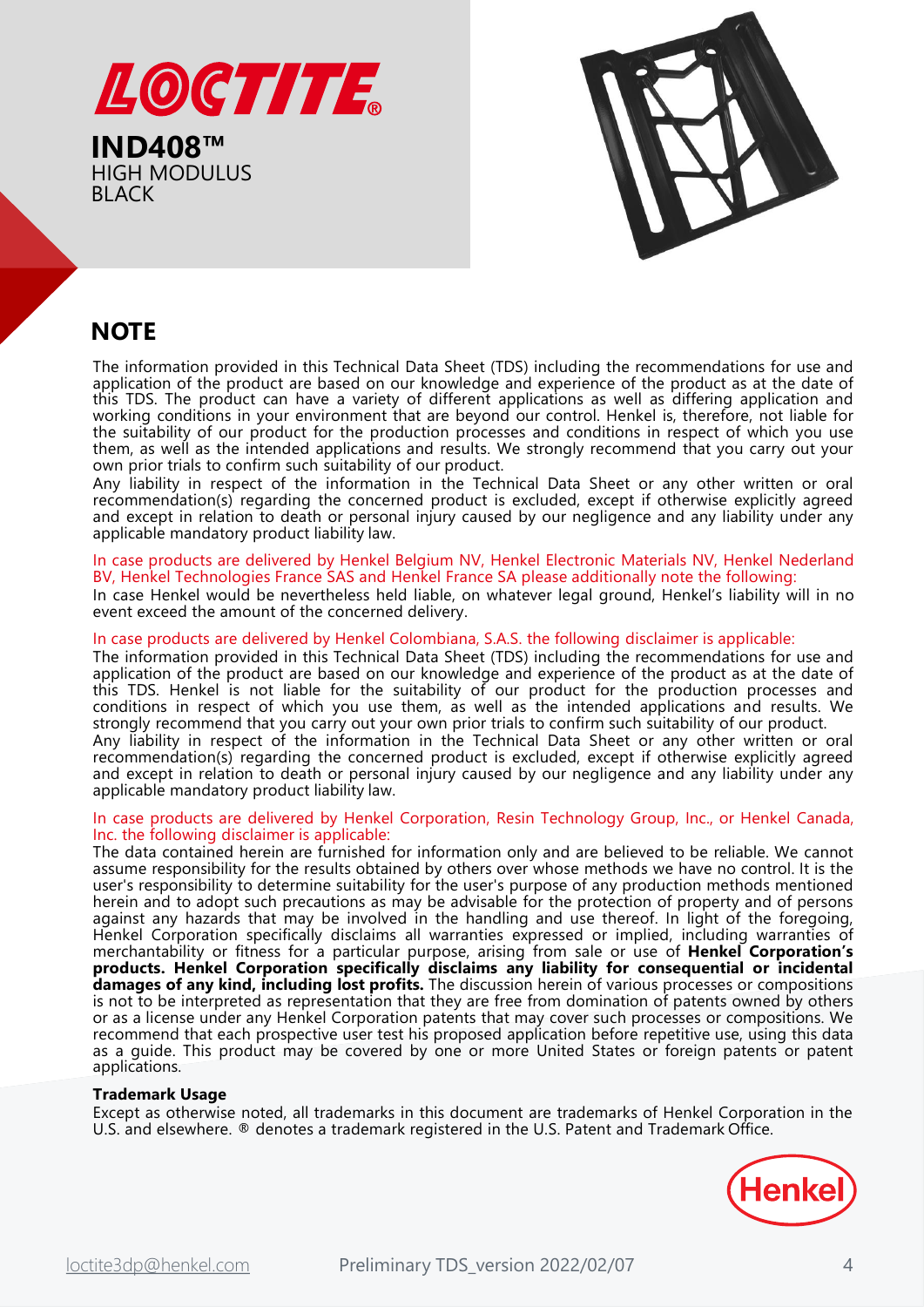# LOCTITE®

**IND408™**
HIGH MODULUS
BLACK

## NOTE

The information provided in this Technical Data Sheet (TDS) including the recommendations for use and application of the product are based on our knowledge and experience of the product as at the date of this TDS. The product can have a variety of different applications as well as differing application and working conditions in your environment that are beyond our control. Henkel is, therefore, not liable for the suitability of our product for the production processes and conditions in respect of which you use them, as well as the intended applications and results. We strongly recommend that you carry out your own prior trials to confirm such suitability of our product.
Any liability in respect of the information in the Technical Data Sheet or any other written or oral recommendation(s) regarding the concerned product is excluded, except if otherwise explicitly agreed and except in relation to death or personal injury caused by our negligence and any liability under any applicable mandatory product liability law.

In case products are delivered by Henkel Belgium NV, Henkel Electronic Materials NV, Henkel Nederland BV, Henkel Technologies France SAS and Henkel France SA please additionally note the following:
In case Henkel would be nevertheless held liable, on whatever legal ground, Henkel's liability will in no event exceed the amount of the concerned delivery.

In case products are delivered by Henkel Colombiana, S.A.S. the following disclaimer is applicable:
The information provided in this Technical Data Sheet (TDS) including the recommendations for use and application of the product are based on our knowledge and experience of the product as at the date of this TDS. Henkel is not liable for the suitability of our product for the production processes and conditions in respect of which you use them, as well as the intended applications and results. We strongly recommend that you carry out your own prior trials to confirm such suitability of our product.
Any liability in respect of the information in the Technical Data Sheet or any other written or oral recommendation(s) regarding the concerned product is excluded, except if otherwise explicitly agreed and except in relation to death or personal injury caused by our negligence and any liability under any applicable mandatory product liability law.

In case products are delivered by Henkel Corporation, Resin Technology Group, Inc., or Henkel Canada, Inc. the following disclaimer is applicable:
The data contained herein are furnished for information only and are believed to be reliable. We cannot assume responsibility for the results obtained by others over whose methods we have no control. It is the user's responsibility to determine suitability for the user's purpose of any production methods mentioned herein and to adopt such precautions as may be advisable for the protection of property and of persons against any hazards that may be involved in the handling and use thereof. In light of the foregoing, Henkel Corporation specifically disclaims all warranties expressed or implied, including warranties of merchantability or fitness for a particular purpose, arising from sale or use of **Henkel Corporation's products. Henkel Corporation specifically disclaims any liability for consequential or incidental damages of any kind, including lost profits.** The discussion herein of various processes or compositions is not to be interpreted as representation that they are free from domination of patents owned by others or as a license under any Henkel Corporation patents that may cover such processes or compositions. We recommend that each prospective user test his proposed application before repetitive use, using this data as a guide. This product may be covered by one or more United States or foreign patents or patent applications.

**Trademark Usage**
Except as otherwise noted, all trademarks in this document are trademarks of Henkel Corporation in the U.S. and elsewhere. ® denotes a trademark registered in the U.S. Patent and Trademark Office.

Henkel

loctite3dp@henkel.com

Preliminary TDS_version 2022/02/07